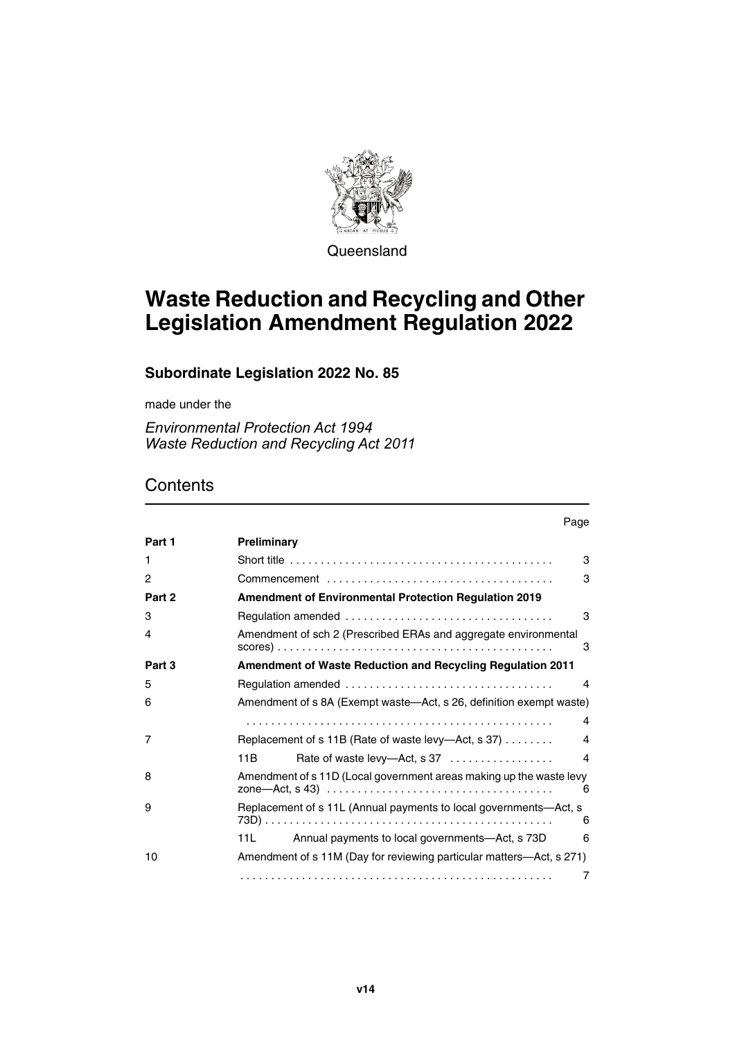Queensland

# Waste Reduction and Recycling and Other Legislation Amendment Regulation 2022

## Subordinate Legislation 2022 No. 85

made under the

*Environmental Protection Act 1994*
*Waste Reduction and Recycling Act 2011*

## Contents

| | | Page |
|---|---|---|
| **Part 1** | **Preliminary** | |
| 1 | Short title | 3 |
| 2 | Commencement | 3 |
| **Part 2** | **Amendment of Environmental Protection Regulation 2019** | |
| 3 | Regulation amended | 3 |
| 4 | Amendment of sch 2 (Prescribed ERAs and aggregate environmental scores) | 3 |
| **Part 3** | **Amendment of Waste Reduction and Recycling Regulation 2011** | |
| 5 | Regulation amended | 4 |
| 6 | Amendment of s 8A (Exempt waste—Act, s 26, definition exempt waste) | 4 |
| 7 | Replacement of s 11B (Rate of waste levy—Act, s 37) | 4 |
| | 11B Rate of waste levy—Act, s 37 | 4 |
| 8 | Amendment of s 11D (Local government areas making up the waste levy zone—Act, s 43) | 6 |
| 9 | Replacement of s 11L (Annual payments to local governments—Act, s 73D) | 6 |
| | 11L Annual payments to local governments—Act, s 73D | 6 |
| 10 | Amendment of s 11M (Day for reviewing particular matters—Act, s 271) | 7 |

v14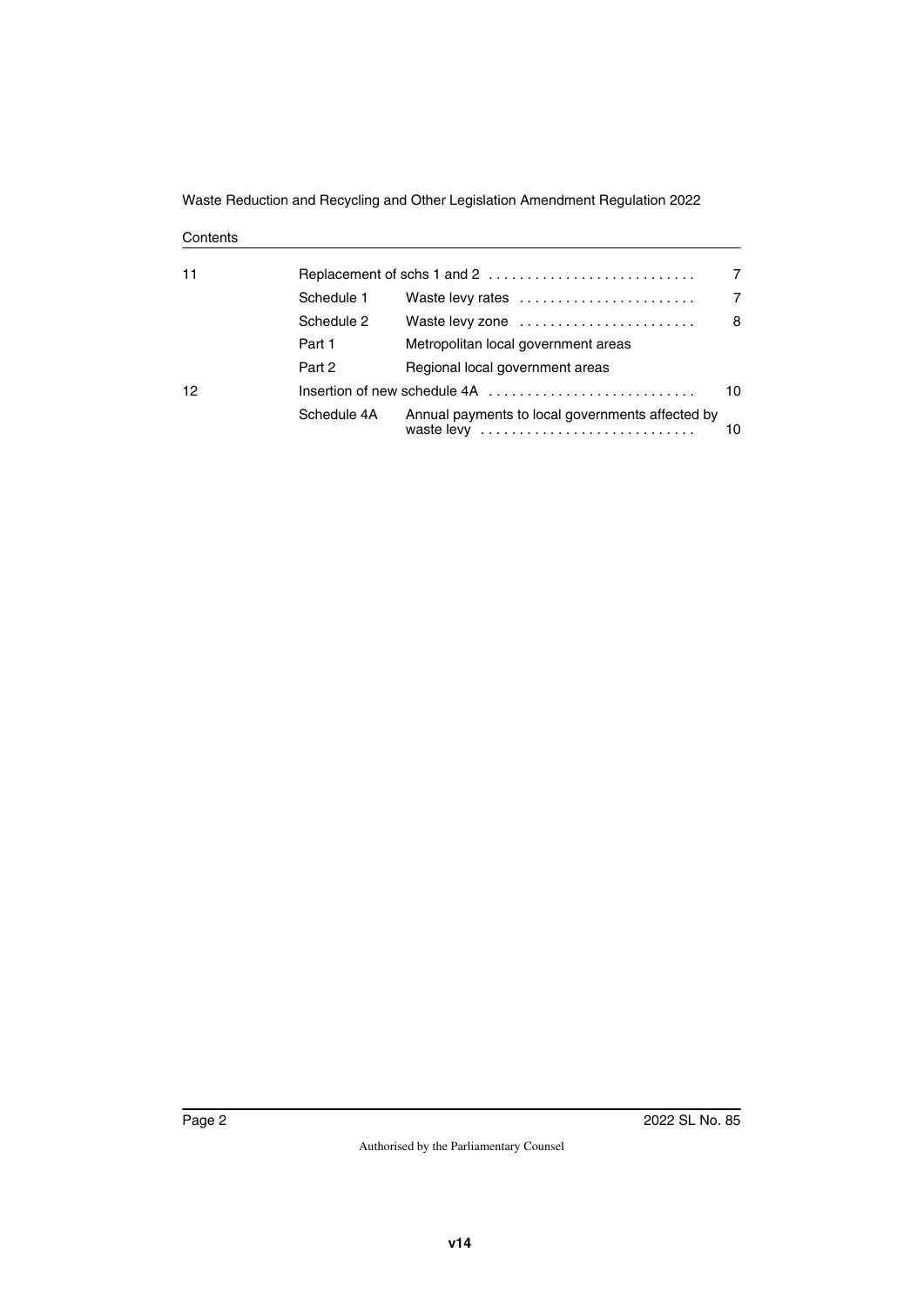Contents

| | | | |
|---|---|---|---|
| 11 | Replacement of schs 1 and 2 | | 7 |
| | Schedule 1 | Waste levy rates | 7 |
| | Schedule 2 | Waste levy zone | 8 |
| | Part 1 | Metropolitan local government areas | |
| | Part 2 | Regional local government areas | |
| 12 | Insertion of new schedule 4A | | 10 |
| | Schedule 4A | Annual payments to local governments affected by waste levy | 10 |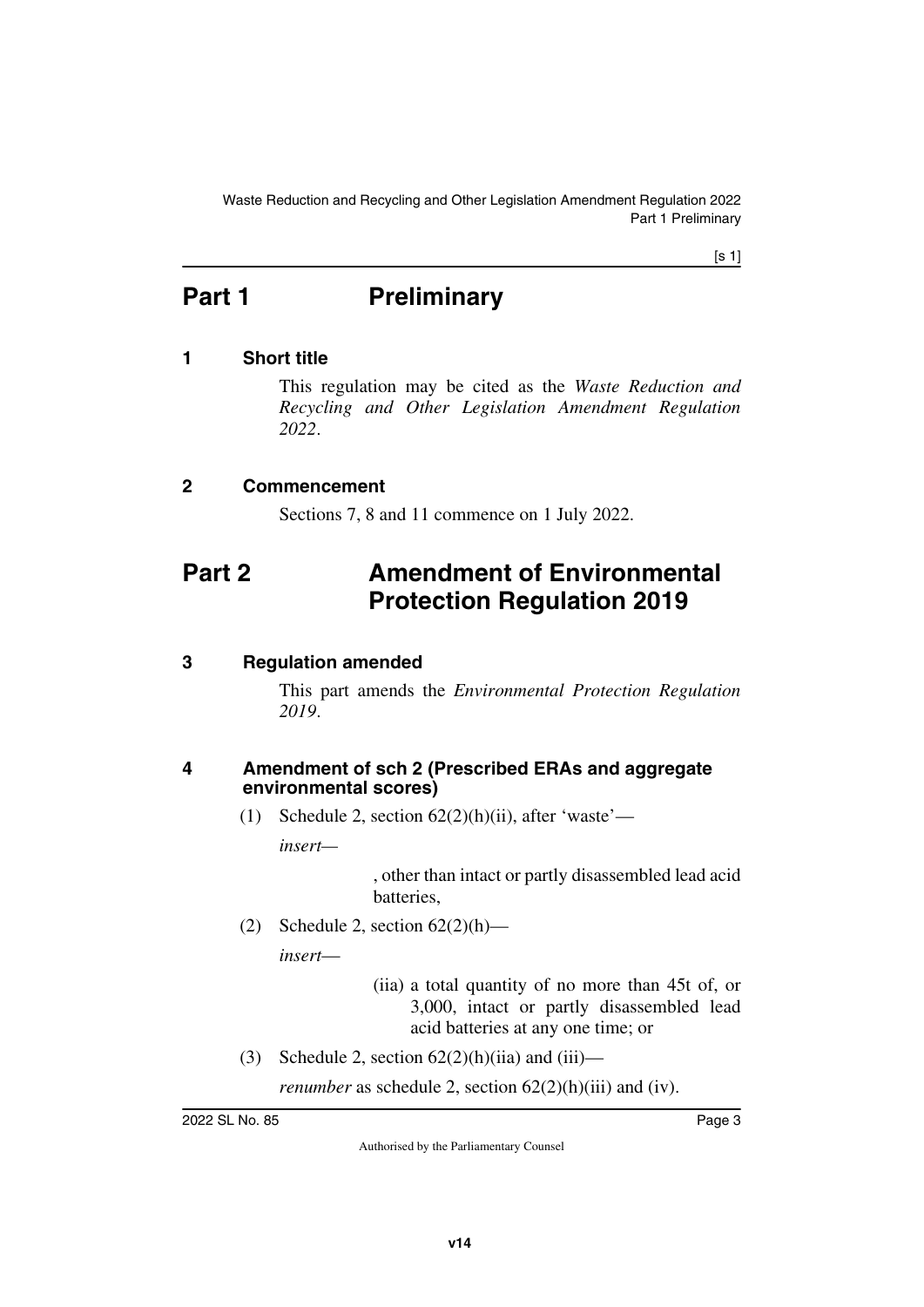# Part 1 Preliminary

## 1 Short title

This regulation may be cited as the *Waste Reduction and Recycling and Other Legislation Amendment Regulation 2022*.

## 2 Commencement

Sections 7, 8 and 11 commence on 1 July 2022.

# Part 2 Amendment of Environmental Protection Regulation 2019

## 3 Regulation amended

This part amends the *Environmental Protection Regulation 2019*.

## 4 Amendment of sch 2 (Prescribed ERAs and aggregate environmental scores)

(1) Schedule 2, section 62(2)(h)(ii), after 'waste'—

*insert—*

, other than intact or partly disassembled lead acid batteries,

(2) Schedule 2, section 62(2)(h)—

*insert*—

(iia) a total quantity of no more than 45t of, or 3,000, intact or partly disassembled lead acid batteries at any one time; or

(3) Schedule 2, section 62(2)(h)(iia) and (iii)—

*renumber* as schedule 2, section 62(2)(h)(iii) and (iv).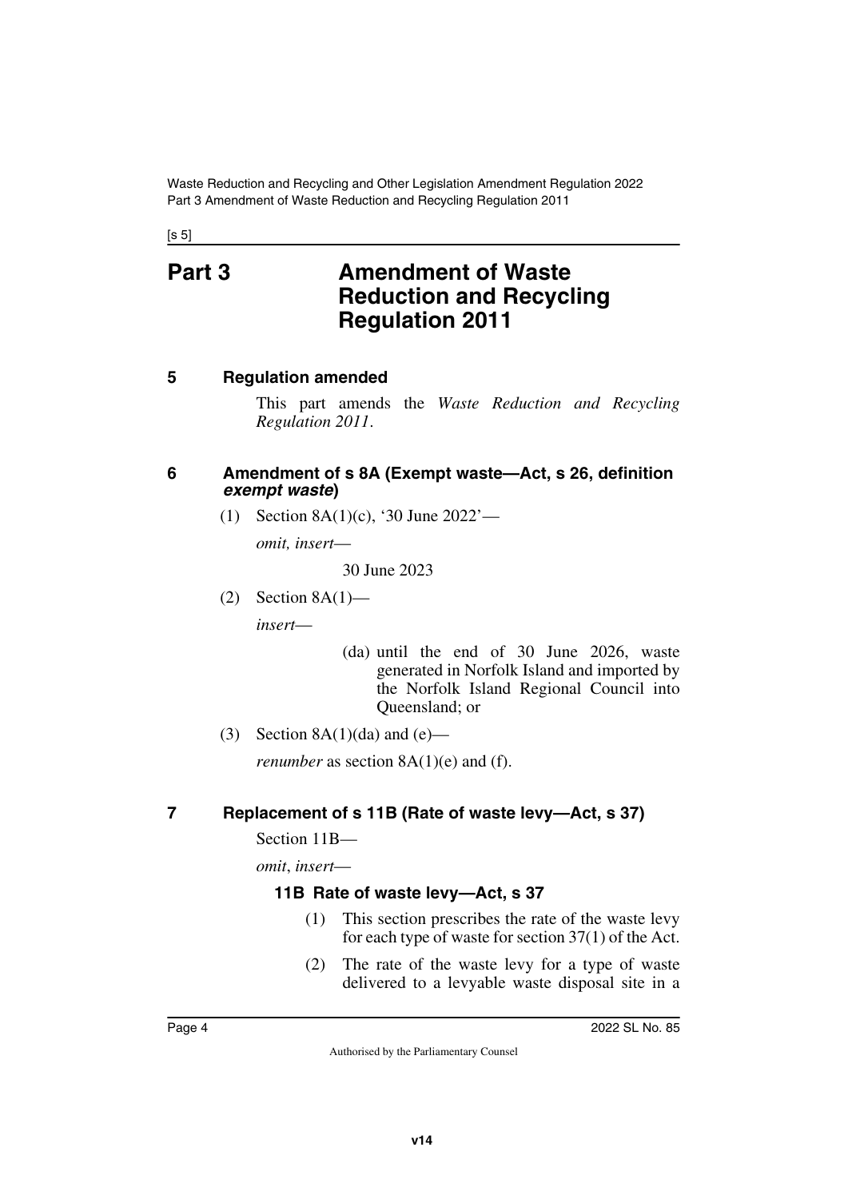# Part 3 Amendment of Waste Reduction and Recycling Regulation 2011

## 5 Regulation amended

This part amends the *Waste Reduction and Recycling Regulation 2011*.

## 6 Amendment of s 8A (Exempt waste—Act, s 26, definition *exempt waste*)

(1) Section 8A(1)(c), '30 June 2022'—

*omit, insert*—

30 June 2023

(2) Section 8A(1)—

*insert*—

(da) until the end of 30 June 2026, waste generated in Norfolk Island and imported by the Norfolk Island Regional Council into Queensland; or

(3) Section 8A(1)(da) and (e)—

*renumber* as section 8A(1)(e) and (f).

## 7 Replacement of s 11B (Rate of waste levy—Act, s 37)

Section 11B—

*omit*, *insert*—

### 11B Rate of waste levy—Act, s 37

(1) This section prescribes the rate of the waste levy for each type of waste for section 37(1) of the Act.

(2) The rate of the waste levy for a type of waste delivered to a levyable waste disposal site in a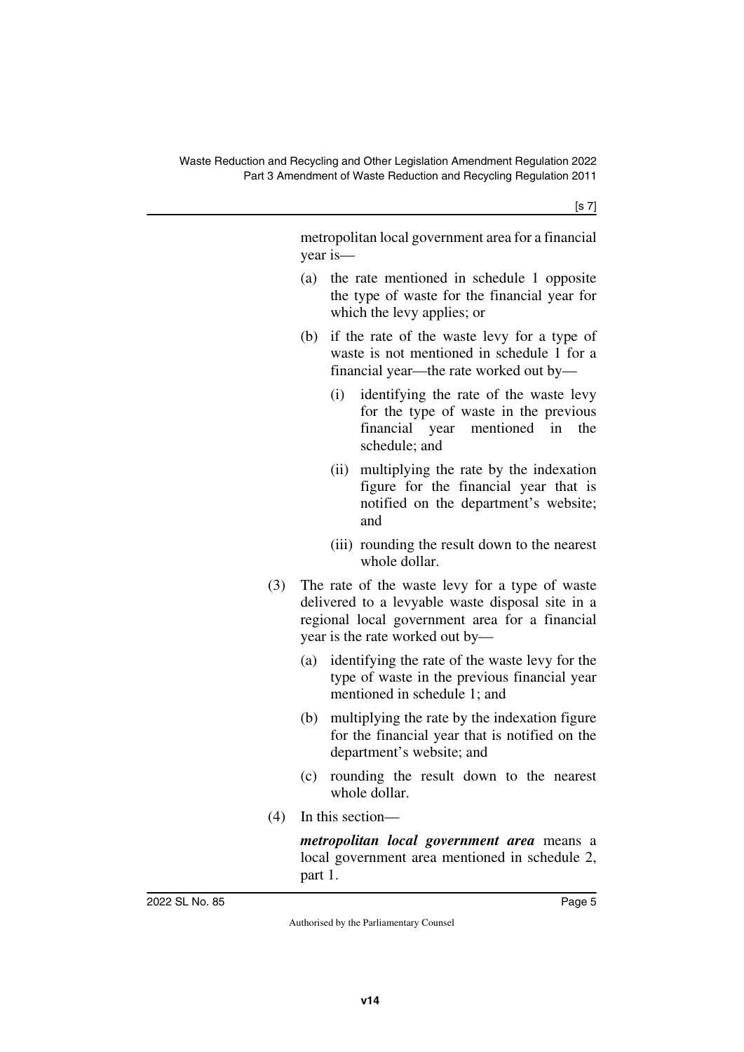metropolitan local government area for a financial year is—

(a) the rate mentioned in schedule 1 opposite the type of waste for the financial year for which the levy applies; or

(b) if the rate of the waste levy for a type of waste is not mentioned in schedule 1 for a financial year—the rate worked out by—

(i) identifying the rate of the waste levy for the type of waste in the previous financial year mentioned in the schedule; and

(ii) multiplying the rate by the indexation figure for the financial year that is notified on the department's website; and

(iii) rounding the result down to the nearest whole dollar.

(3) The rate of the waste levy for a type of waste delivered to a levyable waste disposal site in a regional local government area for a financial year is the rate worked out by—

(a) identifying the rate of the waste levy for the type of waste in the previous financial year mentioned in schedule 1; and

(b) multiplying the rate by the indexation figure for the financial year that is notified on the department's website; and

(c) rounding the result down to the nearest whole dollar.

(4) In this section—

***metropolitan local government area*** means a local government area mentioned in schedule 2, part 1.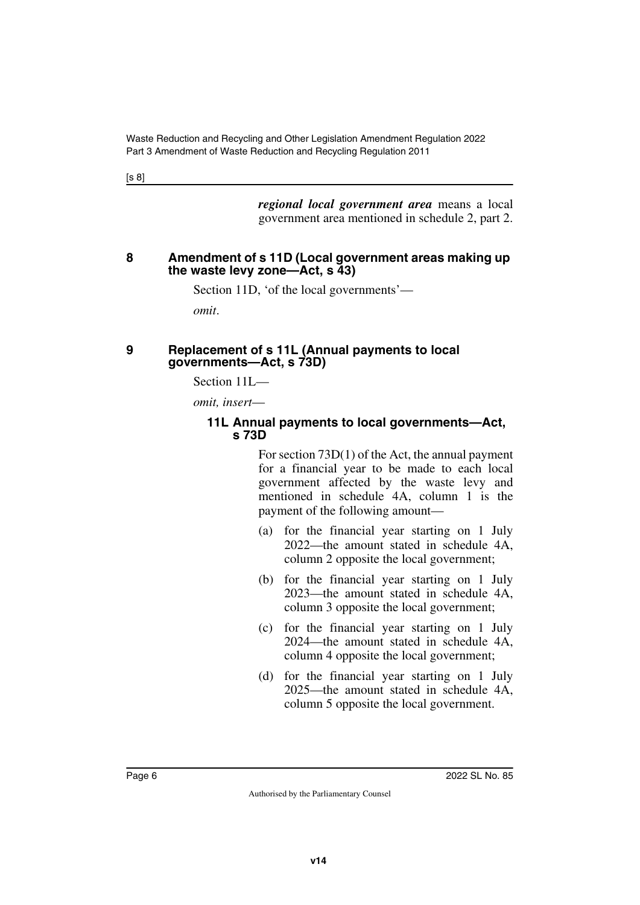***regional local government area*** means a local government area mentioned in schedule 2, part 2.

### 8 Amendment of s 11D (Local government areas making up the waste levy zone—Act, s 43)

Section 11D, 'of the local governments'—

*omit*.

### 9 Replacement of s 11L (Annual payments to local governments—Act, s 73D)

Section 11L—

*omit, insert*—

#### 11L Annual payments to local governments—Act, s 73D

For section 73D(1) of the Act, the annual payment for a financial year to be made to each local government affected by the waste levy and mentioned in schedule 4A, column 1 is the payment of the following amount—

(a) for the financial year starting on 1 July 2022—the amount stated in schedule 4A, column 2 opposite the local government;

(b) for the financial year starting on 1 July 2023—the amount stated in schedule 4A, column 3 opposite the local government;

(c) for the financial year starting on 1 July 2024—the amount stated in schedule 4A, column 4 opposite the local government;

(d) for the financial year starting on 1 July 2025—the amount stated in schedule 4A, column 5 opposite the local government.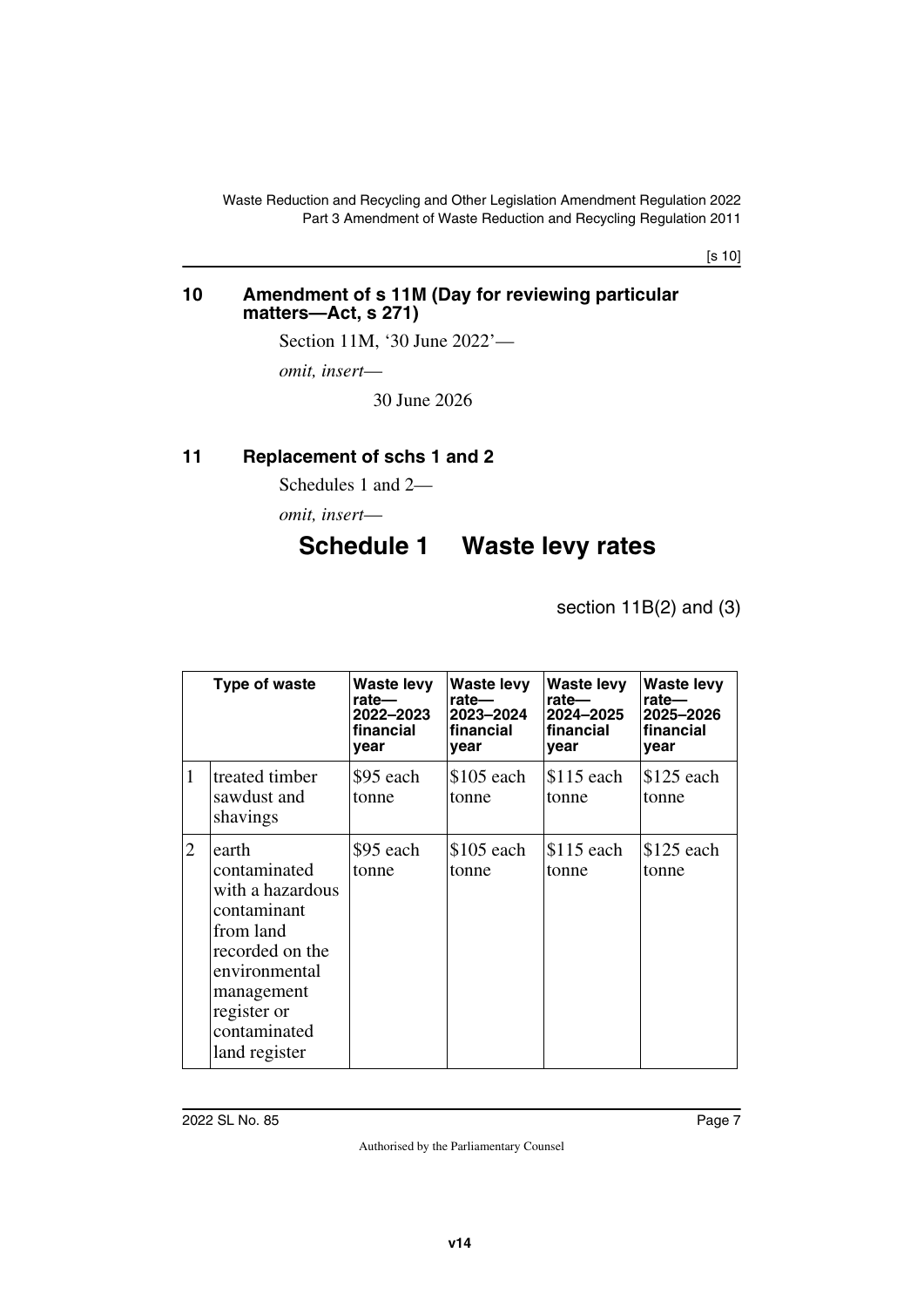## 10 Amendment of s 11M (Day for reviewing particular matters—Act, s 271)

Section 11M, '30 June 2022'—

*omit, insert*—

30 June 2026

## 11 Replacement of schs 1 and 2

Schedules 1 and 2—

*omit, insert*—

# Schedule 1 Waste levy rates

section 11B(2) and (3)

| | Type of waste | Waste levy rate—2022–2023 financial year | Waste levy rate—2023–2024 financial year | Waste levy rate—2024–2025 financial year | Waste levy rate—2025–2026 financial year |
|---|---|---|---|---|---|
| 1 | treated timber sawdust and shavings | $95 each tonne | $105 each tonne | $115 each tonne | $125 each tonne |
| 2 | earth contaminated with a hazardous contaminant from land recorded on the environmental management register or contaminated land register | $95 each tonne | $105 each tonne | $115 each tonne | $125 each tonne |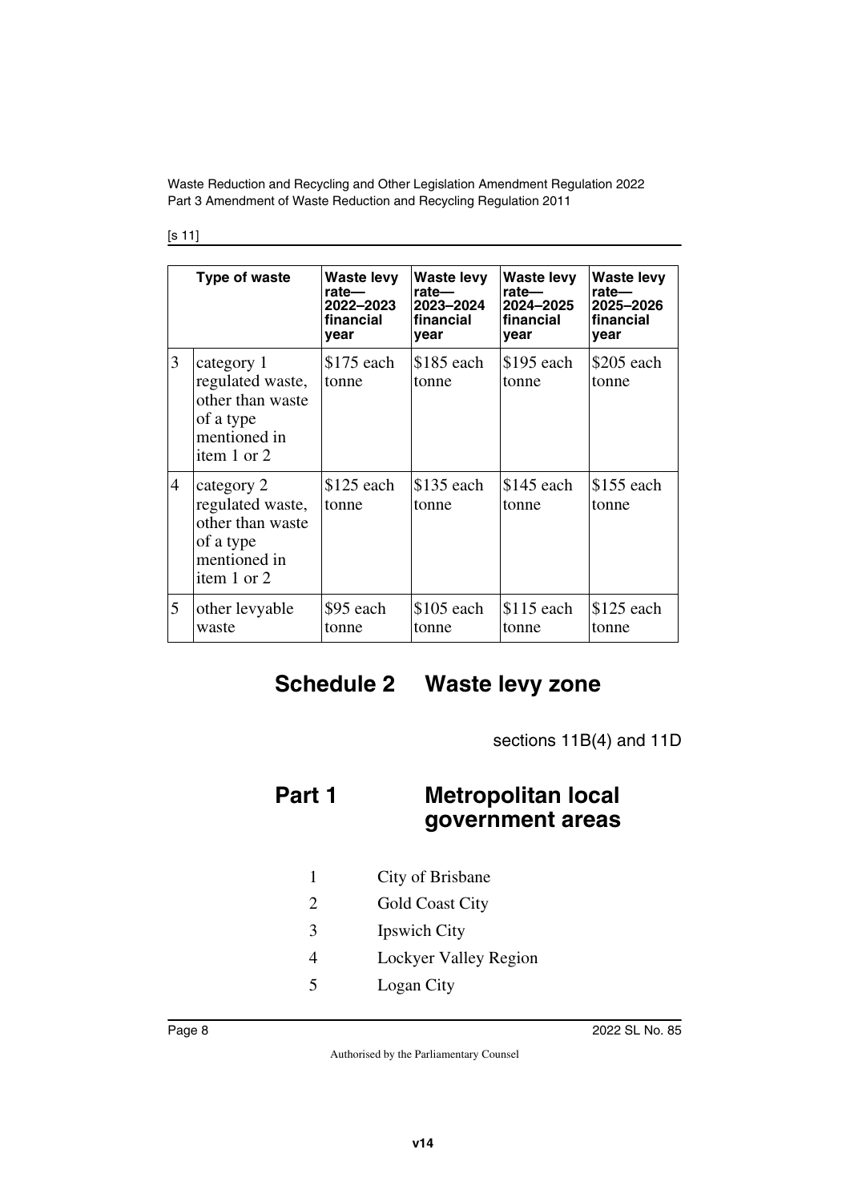[s 11]

| | Type of waste | Waste levy rate—2022–2023 financial year | Waste levy rate—2023–2024 financial year | Waste levy rate—2024–2025 financial year | Waste levy rate—2025–2026 financial year |
|---|---|---|---|---|---|
| 3 | category 1 regulated waste, other than waste of a type mentioned in item 1 or 2 | $175 each tonne | $185 each tonne | $195 each tonne | $205 each tonne |
| 4 | category 2 regulated waste, other than waste of a type mentioned in item 1 or 2 | $125 each tonne | $135 each tonne | $145 each tonne | $155 each tonne |
| 5 | other levyable waste | $95 each tonne | $105 each tonne | $115 each tonne | $125 each tonne |

# Schedule 2 Waste levy zone

sections 11B(4) and 11D

## Part 1 Metropolitan local government areas

1 City of Brisbane

2 Gold Coast City

3 Ipswich City

4 Lockyer Valley Region

5 Logan City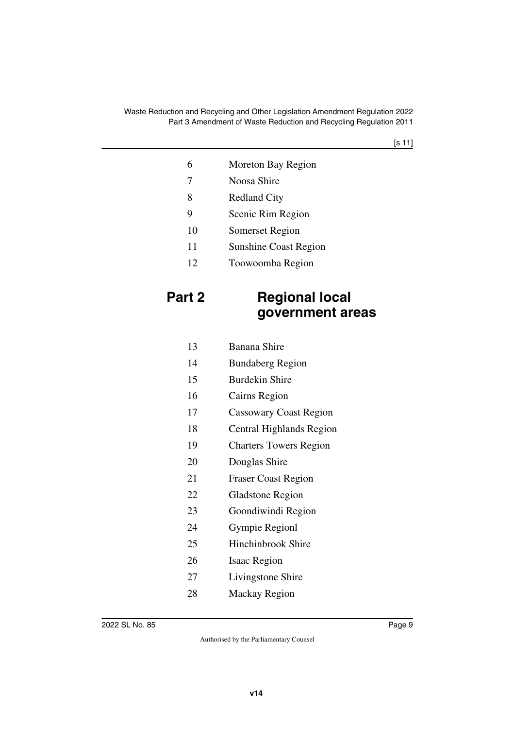| | |
|---|---|
| 6 | Moreton Bay Region |
| 7 | Noosa Shire |
| 8 | Redland City |
| 9 | Scenic Rim Region |
| 10 | Somerset Region |
| 11 | Sunshine Coast Region |
| 12 | Toowoomba Region |

## Part 2 Regional local government areas

| | |
|---|---|
| 13 | Banana Shire |
| 14 | Bundaberg Region |
| 15 | Burdekin Shire |
| 16 | Cairns Region |
| 17 | Cassowary Coast Region |
| 18 | Central Highlands Region |
| 19 | Charters Towers Region |
| 20 | Douglas Shire |
| 21 | Fraser Coast Region |
| 22 | Gladstone Region |
| 23 | Goondiwindi Region |
| 24 | Gympie Regionl |
| 25 | Hinchinbrook Shire |
| 26 | Isaac Region |
| 27 | Livingstone Shire |
| 28 | Mackay Region |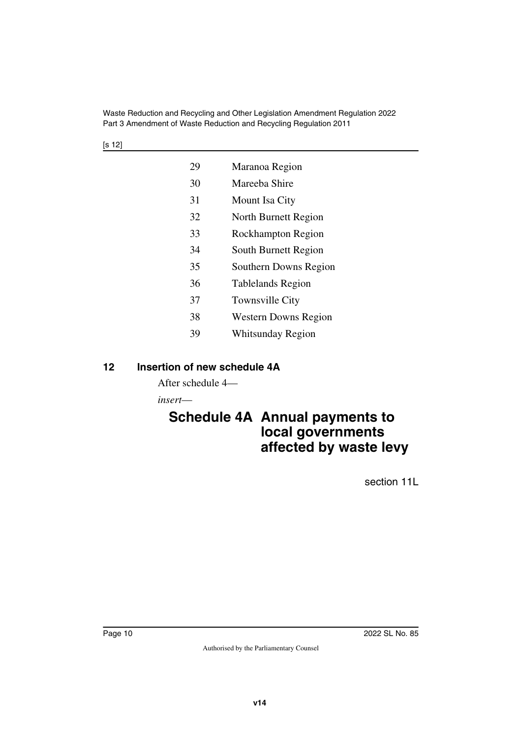| | |
|---|---|
| 29 | Maranoa Region |
| 30 | Mareeba Shire |
| 31 | Mount Isa City |
| 32 | North Burnett Region |
| 33 | Rockhampton Region |
| 34 | South Burnett Region |
| 35 | Southern Downs Region |
| 36 | Tablelands Region |
| 37 | Townsville City |
| 38 | Western Downs Region |
| 39 | Whitsunday Region |

## 12 Insertion of new schedule 4A

After schedule 4—

*insert*—

# Schedule 4A Annual payments to local governments affected by waste levy

section 11L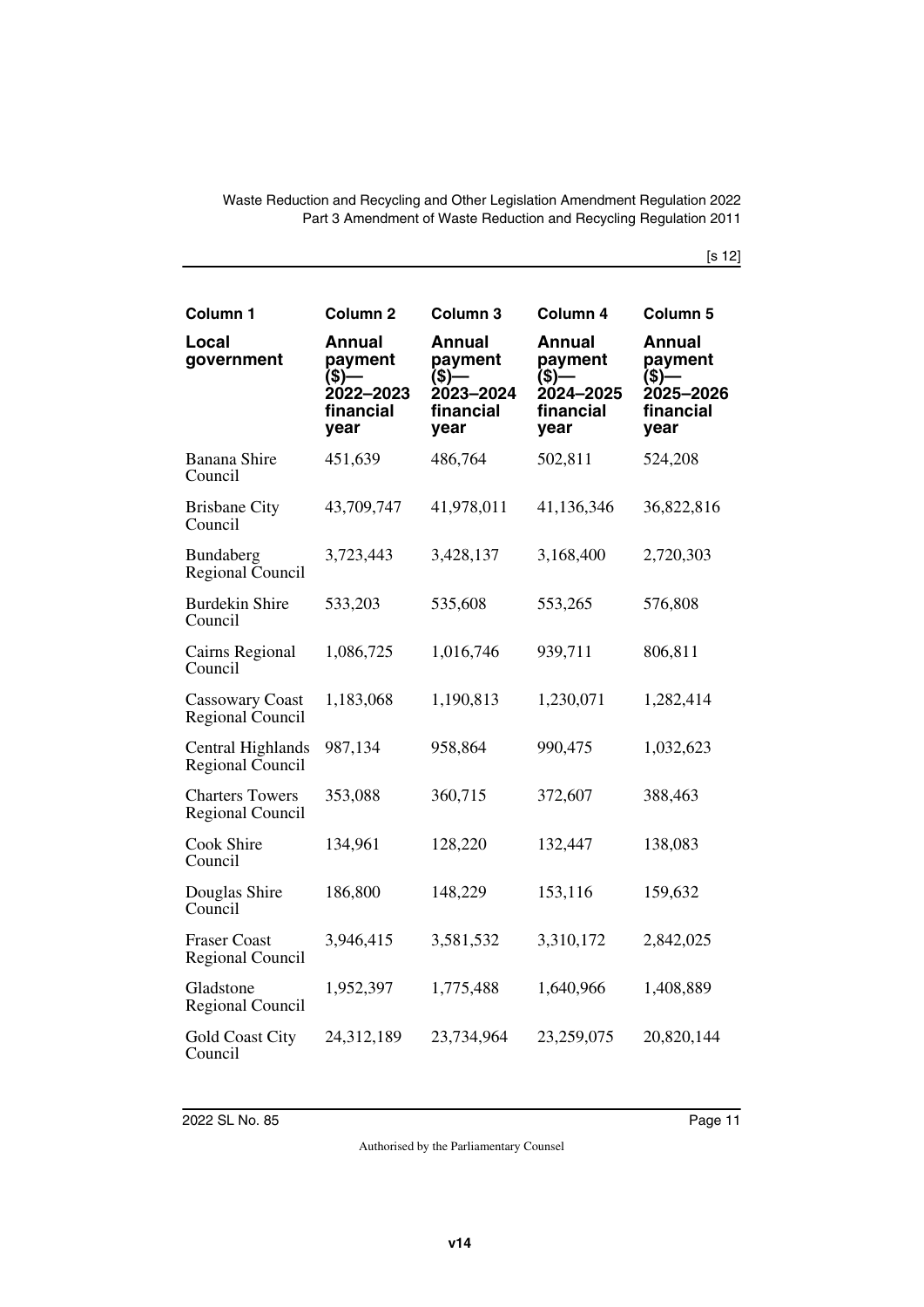| Column 1 | Column 2 | Column 3 | Column 4 | Column 5 |
|---|---|---|---|---|
| **Local government** | **Annual payment ($)—2022–2023 financial year** | **Annual payment ($)—2023–2024 financial year** | **Annual payment ($)—2024–2025 financial year** | **Annual payment ($)—2025–2026 financial year** |
| Banana Shire Council | 451,639 | 486,764 | 502,811 | 524,208 |
| Brisbane City Council | 43,709,747 | 41,978,011 | 41,136,346 | 36,822,816 |
| Bundaberg Regional Council | 3,723,443 | 3,428,137 | 3,168,400 | 2,720,303 |
| Burdekin Shire Council | 533,203 | 535,608 | 553,265 | 576,808 |
| Cairns Regional Council | 1,086,725 | 1,016,746 | 939,711 | 806,811 |
| Cassowary Coast Regional Council | 1,183,068 | 1,190,813 | 1,230,071 | 1,282,414 |
| Central Highlands Regional Council | 987,134 | 958,864 | 990,475 | 1,032,623 |
| Charters Towers Regional Council | 353,088 | 360,715 | 372,607 | 388,463 |
| Cook Shire Council | 134,961 | 128,220 | 132,447 | 138,083 |
| Douglas Shire Council | 186,800 | 148,229 | 153,116 | 159,632 |
| Fraser Coast Regional Council | 3,946,415 | 3,581,532 | 3,310,172 | 2,842,025 |
| Gladstone Regional Council | 1,952,397 | 1,775,488 | 1,640,966 | 1,408,889 |
| Gold Coast City Council | 24,312,189 | 23,734,964 | 23,259,075 | 20,820,144 |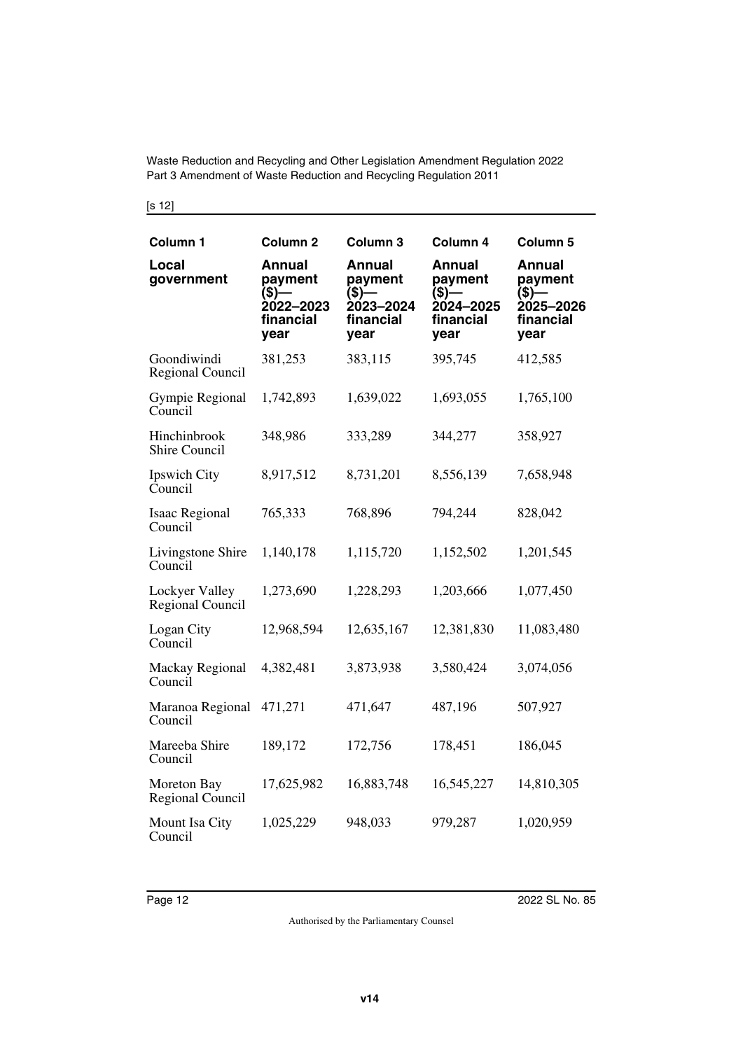| Column 1 | Column 2 | Column 3 | Column 4 | Column 5 |
|---|---|---|---|---|
| **Local government** | **Annual payment ($)—2022–2023 financial year** | **Annual payment ($)—2023–2024 financial year** | **Annual payment ($)—2024–2025 financial year** | **Annual payment ($)—2025–2026 financial year** |
| Goondiwindi Regional Council | 381,253 | 383,115 | 395,745 | 412,585 |
| Gympie Regional Council | 1,742,893 | 1,639,022 | 1,693,055 | 1,765,100 |
| Hinchinbrook Shire Council | 348,986 | 333,289 | 344,277 | 358,927 |
| Ipswich City Council | 8,917,512 | 8,731,201 | 8,556,139 | 7,658,948 |
| Isaac Regional Council | 765,333 | 768,896 | 794,244 | 828,042 |
| Livingstone Shire Council | 1,140,178 | 1,115,720 | 1,152,502 | 1,201,545 |
| Lockyer Valley Regional Council | 1,273,690 | 1,228,293 | 1,203,666 | 1,077,450 |
| Logan City Council | 12,968,594 | 12,635,167 | 12,381,830 | 11,083,480 |
| Mackay Regional Council | 4,382,481 | 3,873,938 | 3,580,424 | 3,074,056 |
| Maranoa Regional Council | 471,271 | 471,647 | 487,196 | 507,927 |
| Mareeba Shire Council | 189,172 | 172,756 | 178,451 | 186,045 |
| Moreton Bay Regional Council | 17,625,982 | 16,883,748 | 16,545,227 | 14,810,305 |
| Mount Isa City Council | 1,025,229 | 948,033 | 979,287 | 1,020,959 |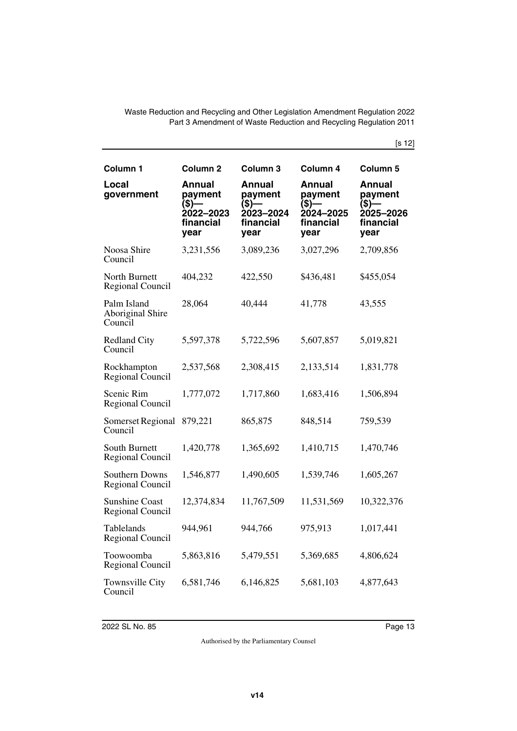| Column 1 | Column 2 | Column 3 | Column 4 | Column 5 |
|---|---|---|---|---|
| **Local government** | **Annual payment ($)—2022–2023 financial year** | **Annual payment ($)—2023–2024 financial year** | **Annual payment ($)—2024–2025 financial year** | **Annual payment ($)—2025–2026 financial year** |
| Noosa Shire Council | 3,231,556 | 3,089,236 | 3,027,296 | 2,709,856 |
| North Burnett Regional Council | 404,232 | 422,550 | $436,481 | $455,054 |
| Palm Island Aboriginal Shire Council | 28,064 | 40,444 | 41,778 | 43,555 |
| Redland City Council | 5,597,378 | 5,722,596 | 5,607,857 | 5,019,821 |
| Rockhampton Regional Council | 2,537,568 | 2,308,415 | 2,133,514 | 1,831,778 |
| Scenic Rim Regional Council | 1,777,072 | 1,717,860 | 1,683,416 | 1,506,894 |
| Somerset Regional Council | 879,221 | 865,875 | 848,514 | 759,539 |
| South Burnett Regional Council | 1,420,778 | 1,365,692 | 1,410,715 | 1,470,746 |
| Southern Downs Regional Council | 1,546,877 | 1,490,605 | 1,539,746 | 1,605,267 |
| Sunshine Coast Regional Council | 12,374,834 | 11,767,509 | 11,531,569 | 10,322,376 |
| Tablelands Regional Council | 944,961 | 944,766 | 975,913 | 1,017,441 |
| Toowoomba Regional Council | 5,863,816 | 5,479,551 | 5,369,685 | 4,806,624 |
| Townsville City Council | 6,581,746 | 6,146,825 | 5,681,103 | 4,877,643 |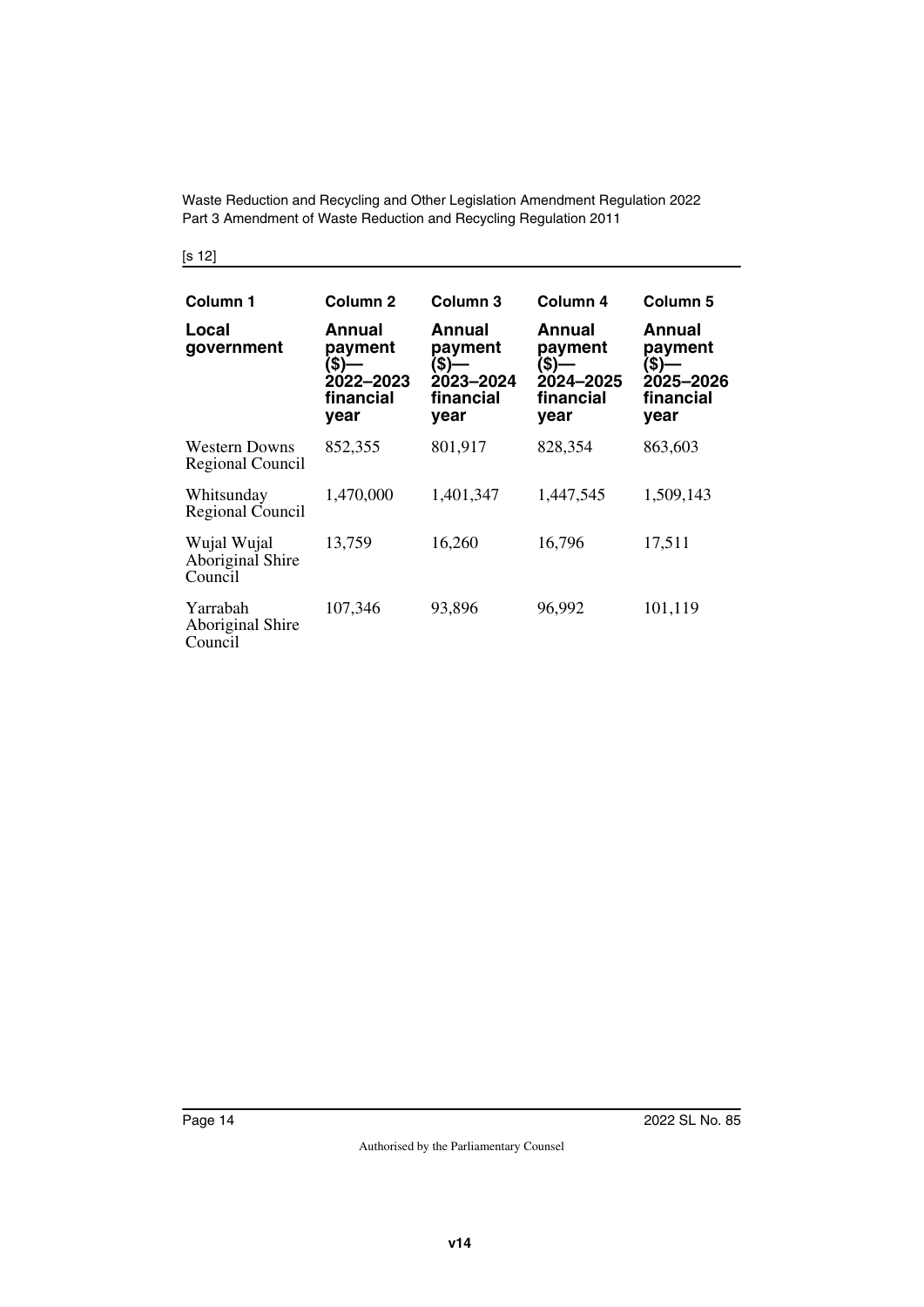[s 12]

| Column 1 | Column 2 | Column 3 | Column 4 | Column 5 |
|---|---|---|---|---|
| **Local government** | **Annual payment ($)—2022–2023 financial year** | **Annual payment ($)—2023–2024 financial year** | **Annual payment ($)—2024–2025 financial year** | **Annual payment ($)—2025–2026 financial year** |
| Western Downs Regional Council | 852,355 | 801,917 | 828,354 | 863,603 |
| Whitsunday Regional Council | 1,470,000 | 1,401,347 | 1,447,545 | 1,509,143 |
| Wujal Wujal Aboriginal Shire Council | 13,759 | 16,260 | 16,796 | 17,511 |
| Yarrabah Aboriginal Shire Council | 107,346 | 93,896 | 96,992 | 101,119 |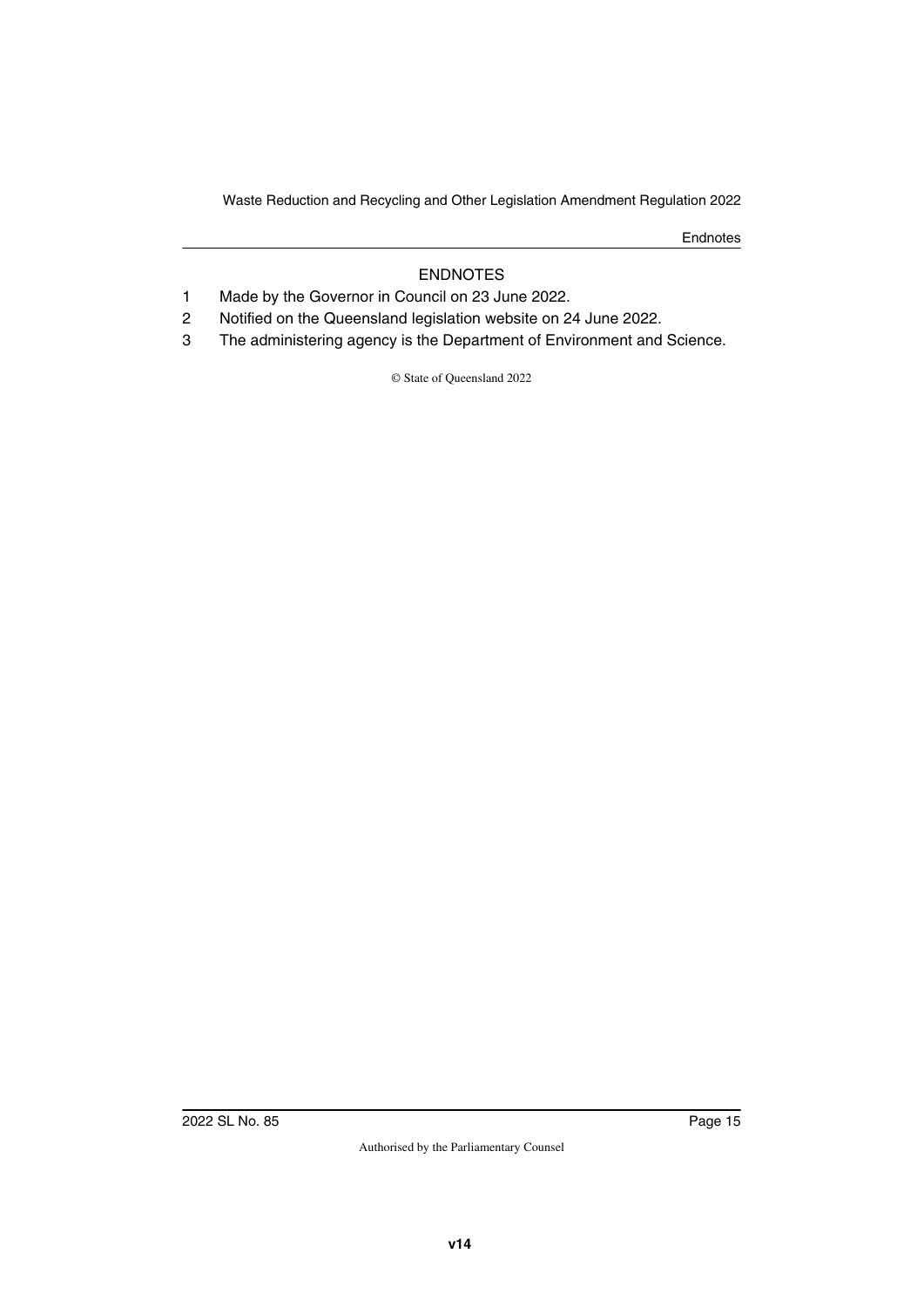## ENDNOTES

1 Made by the Governor in Council on 23 June 2022.

2 Notified on the Queensland legislation website on 24 June 2022.

3 The administering agency is the Department of Environment and Science.

© State of Queensland 2022